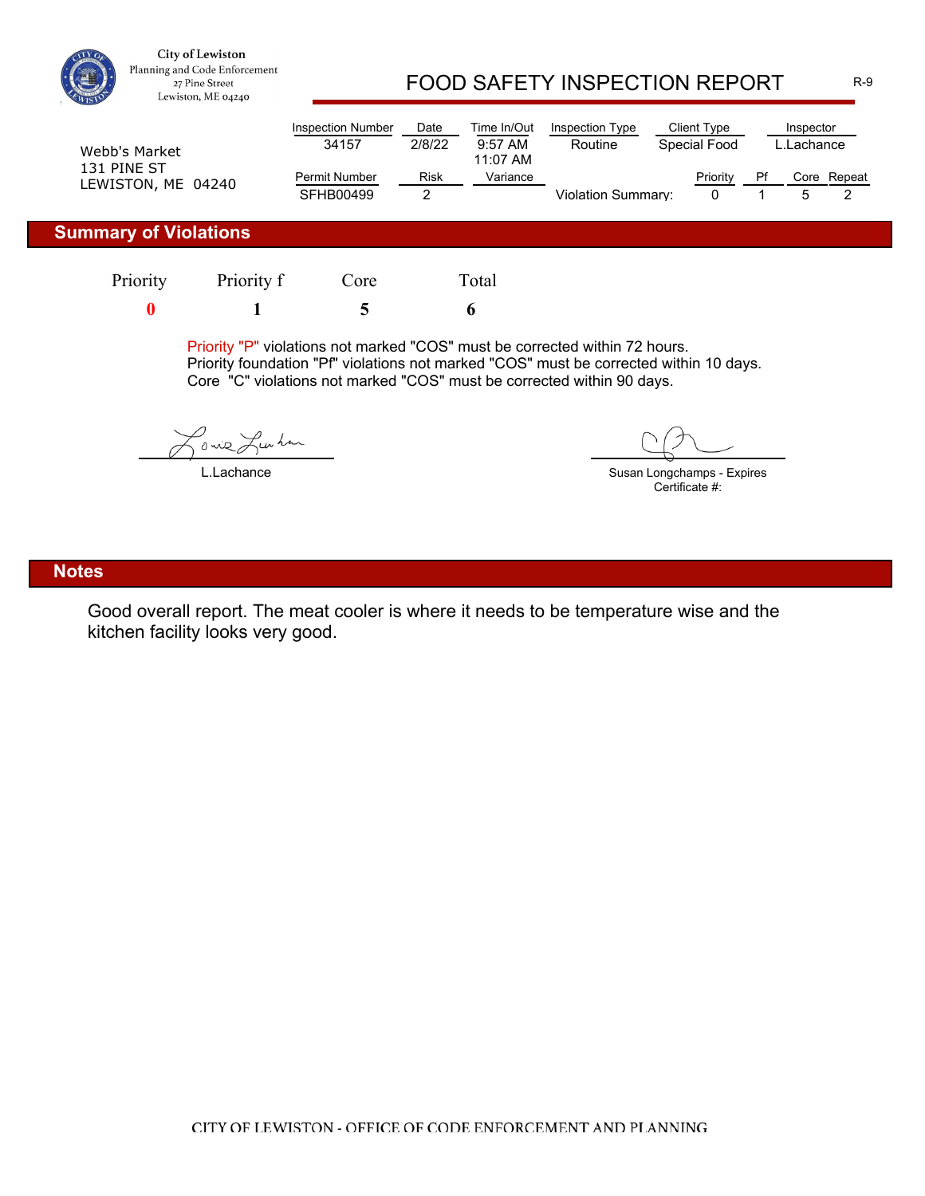City of Lewiston
Planning and Code Enforcement
27 Pine Street
Lewiston, ME 04240

# FOOD SAFETY INSPECTION REPORT

R-9

Webb's Market
131 PINE ST
LEWISTON, ME 04240

| Inspection Number | Date | Time In/Out | Inspection Type | Client Type | Inspector |
|---|---|---|---|---|---|
| 34157 | 2/8/22 | 9:57 AM 11:07 AM | Routine | Special Food | L.Lachance |

| Permit Number | Risk | Variance | | Priority | Pf | Core | Repeat |
|---|---|---|---|---|---|---|---|
| SFHB00499 | 2 | | Violation Summary: | 0 | 1 | 5 | 2 |

## Summary of Violations

| Priority | Priority f | Core | Total |
|---|---|---|---|
| 0 | 1 | 5 | 6 |

Priority "P" violations not marked "COS" must be corrected within 72 hours.
Priority foundation "Pf" violations not marked "COS" must be corrected within 10 days.
Core "C" violations not marked "COS" must be corrected within 90 days.

L.Lachance

Susan Longchamps - Expires
Certificate #:

## Notes

Good overall report. The meat cooler is where it needs to be temperature wise and the kitchen facility looks very good.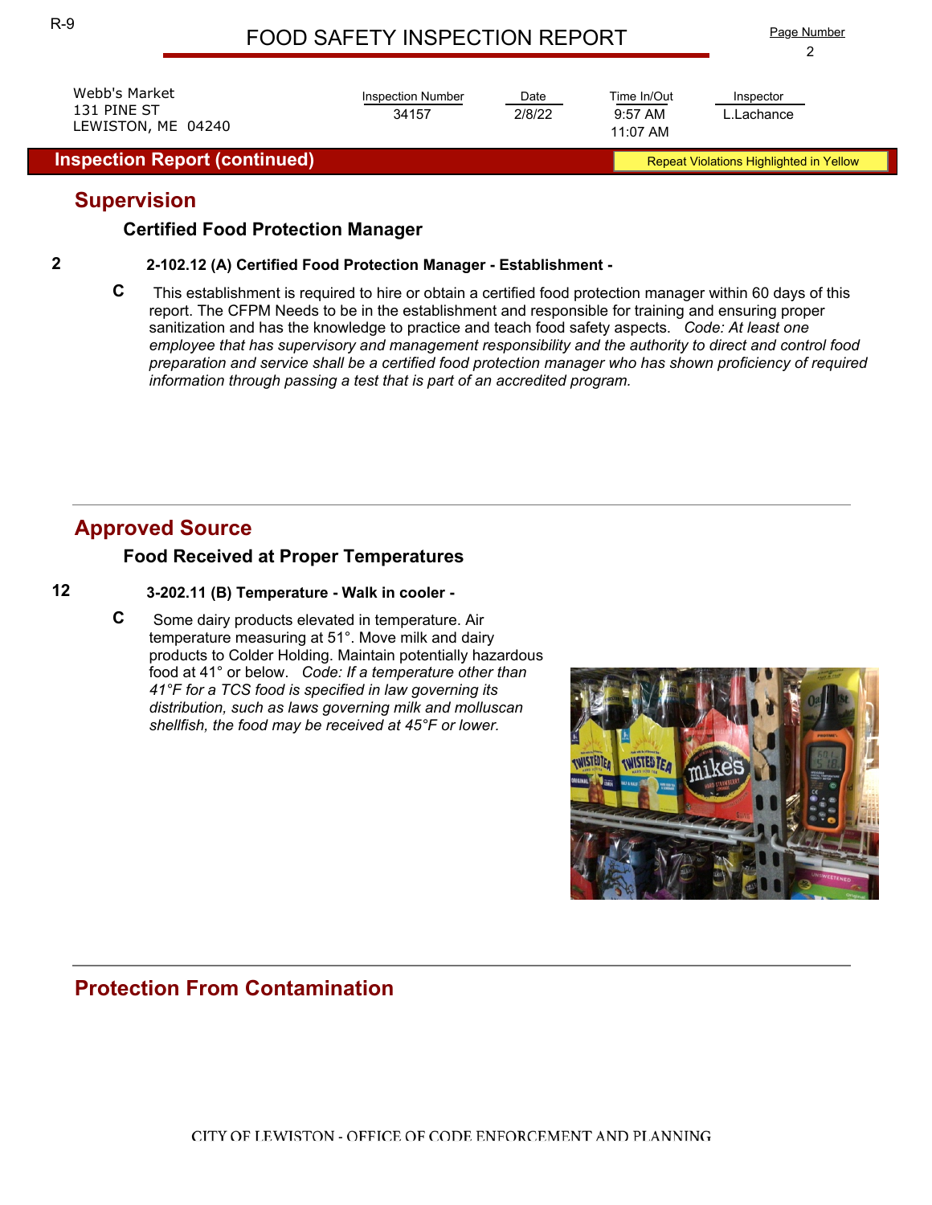# FOOD SAFETY INSPECTION REPORT

Webb's Market
131 PINE ST
LEWISTON, ME 04240

| Inspection Number | Date | Time In/Out | Inspector |
|---|---|---|---|
| 34157 | 2/8/22 | 9:57 AM<br>11:07 AM | L.Lachance |

**Inspection Report (continued)** — Repeat Violations Highlighted in Yellow

## Supervision

### Certified Food Protection Manager

**2** — **2-102.12 (A) Certified Food Protection Manager - Establishment -**

**C** This establishment is required to hire or obtain a certified food protection manager within 60 days of this report. The CFPM Needs to be in the establishment and responsible for training and ensuring proper sanitization and has the knowledge to practice and teach food safety aspects. *Code: At least one employee that has supervisory and management responsibility and the authority to direct and control food preparation and service shall be a certified food protection manager who has shown proficiency of required information through passing a test that is part of an accredited program.*

## Approved Source

### Food Received at Proper Temperatures

**12** — **3-202.11 (B) Temperature - Walk in cooler -**

**C** Some dairy products elevated in temperature. Air temperature measuring at 51°. Move milk and dairy products to Colder Holding. Maintain potentially hazardous food at 41° or below. *Code: If a temperature other than 41°F for a TCS food is specified in law governing its distribution, such as laws governing milk and molluscan shellfish, the food may be received at 45°F or lower.*

## Protection From Contamination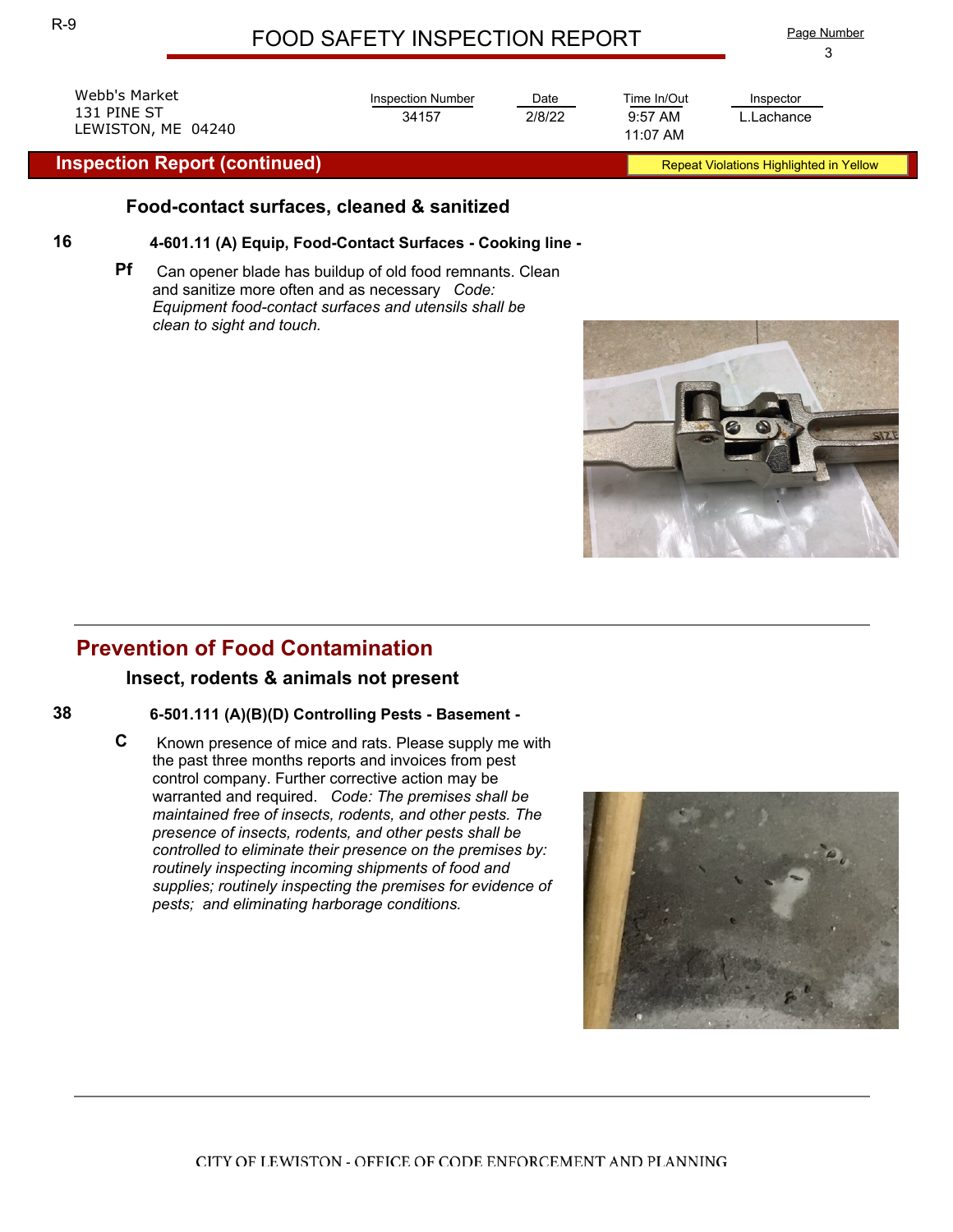# FOOD SAFETY INSPECTION REPORT

| Webb's Market<br>131 PINE ST<br>LEWISTON, ME 04240 | Inspection Number | Date | Time In/Out | Inspector |
|---|---|---|---|---|
| | 34157 | 2/8/22 | 9:57 AM<br>11:07 AM | L.Lachance |

## Inspection Report (continued)

Repeat Violations Highlighted in Yellow

### Food-contact surfaces, cleaned & sanitized

**16** **4-601.11 (A) Equip, Food-Contact Surfaces - Cooking line -**

**Pf** Can opener blade has buildup of old food remnants. Clean and sanitize more often and as necessary *Code: Equipment food-contact surfaces and utensils shall be clean to sight and touch.*

## Prevention of Food Contamination

### Insect, rodents & animals not present

**38** **6-501.111 (A)(B)(D) Controlling Pests - Basement -**

**C** Known presence of mice and rats. Please supply me with the past three months reports and invoices from pest control company. Further corrective action may be warranted and required. *Code: The premises shall be maintained free of insects, rodents, and other pests. The presence of insects, rodents, and other pests shall be controlled to eliminate their presence on the premises by: routinely inspecting incoming shipments of food and supplies; routinely inspecting the premises for evidence of pests; and eliminating harborage conditions.*

CITY OF LEWISTON - OFFICE OF CODE ENFORCEMENT AND PLANNING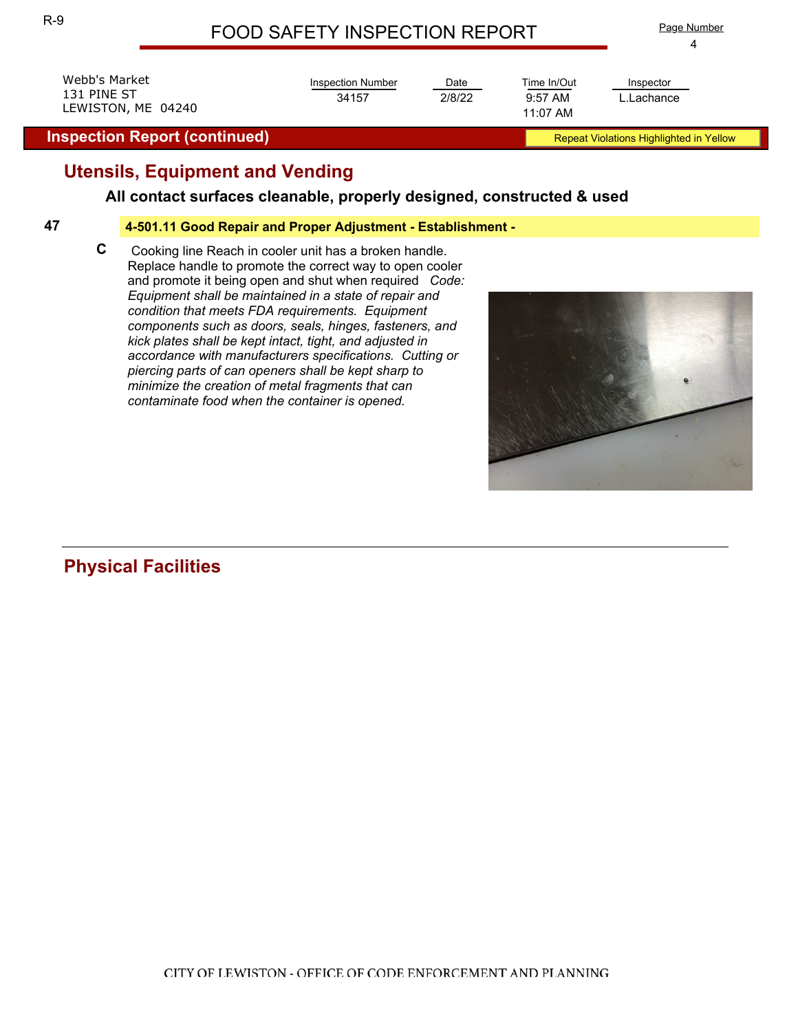# FOOD SAFETY INSPECTION REPORT

| Webb's Market<br>131 PINE ST<br>LEWISTON, ME 04240 | Inspection Number | Date | Time In/Out | Inspector |
| --- | --- | --- | --- | --- |
| | 34157 | 2/8/22 | 9:57 AM<br>11:07 AM | L.Lachance |

## Inspection Report (continued)

Repeat Violations Highlighted in Yellow

## Utensils, Equipment and Vending

### All contact surfaces cleanable, properly designed, constructed & used

**47** **4-501.11 Good Repair and Proper Adjustment - Establishment -**

**C** Cooking line Reach in cooler unit has a broken handle. Replace handle to promote the correct way to open cooler and promote it being open and shut when required *Code: Equipment shall be maintained in a state of repair and condition that meets FDA requirements. Equipment components such as doors, seals, hinges, fasteners, and kick plates shall be kept intact, tight, and adjusted in accordance with manufacturers specifications. Cutting or piercing parts of can openers shall be kept sharp to minimize the creation of metal fragments that can contaminate food when the container is opened.*

## Physical Facilities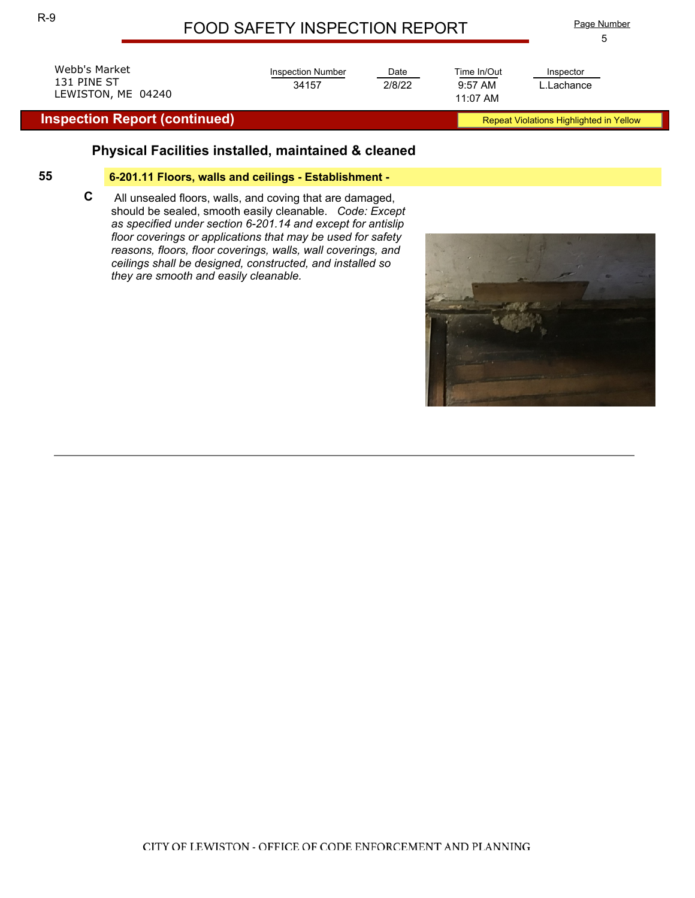# FOOD SAFETY INSCTION REPORT

Webb's Market
131 PINE ST
LEWISTON, ME 04240

| Inspection Number | Date | Time In/Out | Inspector |
|---|---|---|---|
| 34157 | 2/8/22 | 9:57 AM<br>11:07 AM | L.Lachance |

## Inspection Report (continued)

Repeat Violations Highlighted in Yellow

### Physical Facilities installed, maintained & cleaned

**55** **6-201.11 Floors, walls and ceilings - Establishment -**

**C** All unsealed floors, walls, and coving that are damaged, should be sealed, smooth easily cleanable. *Code: Except as specified under section 6-201.14 and except for antislip floor coverings or applications that may be used for safety reasons, floors, floor coverings, walls, wall coverings, and ceilings shall be designed, constructed, and installed so they are smooth and easily cleanable.*

CITY OF LEWISTON - OFFICE OF CODE ENFORCEMENT AND PLANNING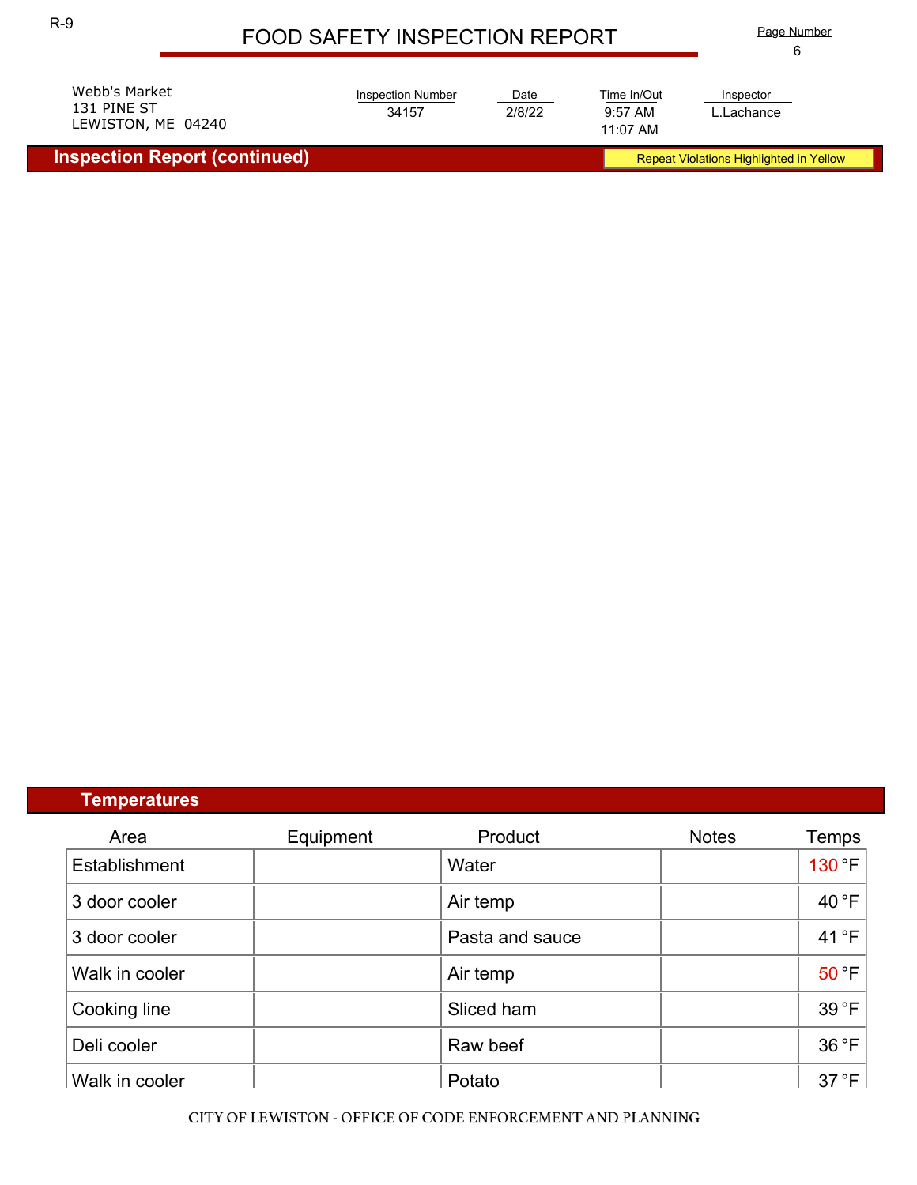R-9

# FOOD SAFETY INSPECTION REPORT

Webb's Market
131 PINE ST
LEWISTON, ME 04240

| Inspection Number | Date | Time In/Out | Inspector |
|---|---|---|---|
| 34157 | 2/8/22 | 9:57 AM<br>11:07 AM | L.Lachance |

## Inspection Report (continued)

Repeat Violations Highlighted in Yellow

## Temperatures

| Area | Equipment | Product | Notes | Temps |
|---|---|---|---|---|
| Establishment | | Water | | 130 °F |
| 3 door cooler | | Air temp | | 40 °F |
| 3 door cooler | | Pasta and sauce | | 41 °F |
| Walk in cooler | | Air temp | | 50 °F |
| Cooking line | | Sliced ham | | 39 °F |
| Deli cooler | | Raw beef | | 36 °F |
| Walk in cooler | | Potato | | 37 °F |

CITY OF LEWISTON - OFFICE OF CODE ENFORCEMENT AND PLANNING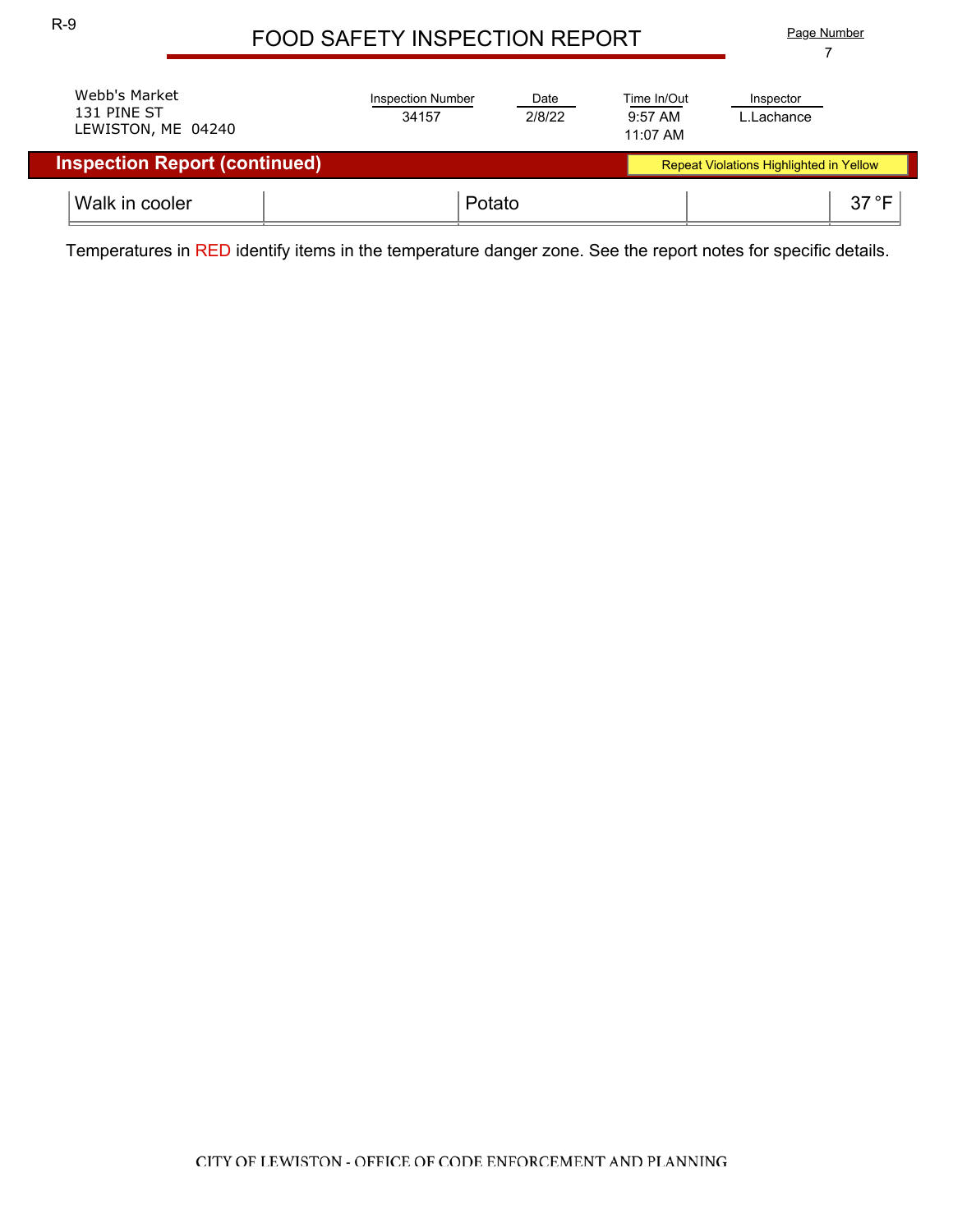# FOOD SAFETY INSPECTION REPORT

Webb's Market
131 PINE ST
LEWISTON, ME 04240

| Inspection Number | Date | Time In/Out | Inspector |
|---|---|---|---|
| 34157 | 2/8/22 | 9:57 AM<br>11:07 AM | L.Lachance |

## Inspection Report (continued)

Repeat Violations Highlighted in Yellow

| | | | | |
|---|---|---|---|---|
| Walk in cooler | | Potato | | 37 °F |

Temperatures in RED identify items in the temperature danger zone. See the report notes for specific details.

CITY OF LEWISTON - OFFICE OF CODE ENFORCEMENT AND PLANNING